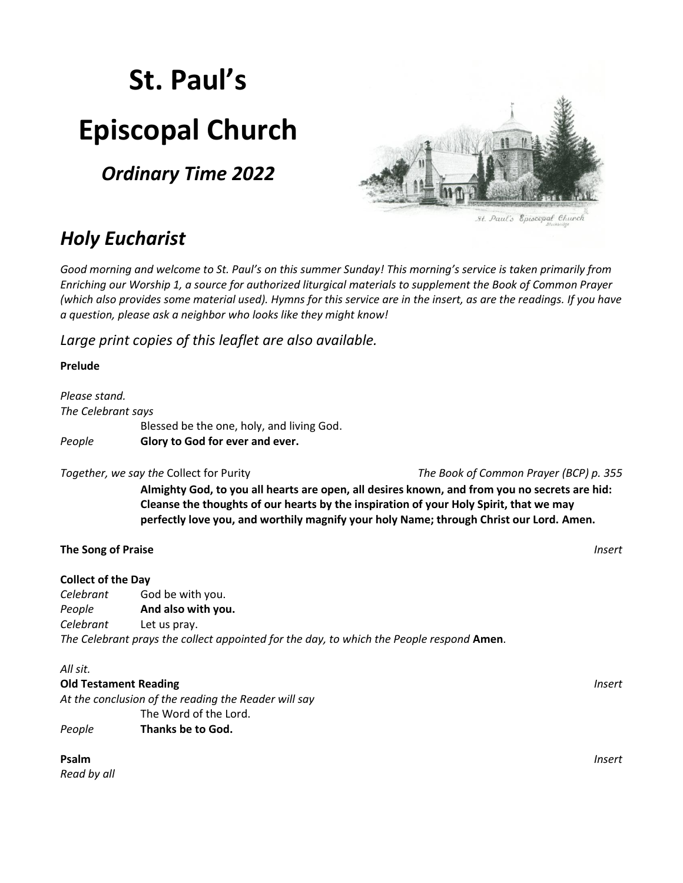# St. Paul's

# Episcopal Church

## *Ordinary Time 2022*

## *Holy Eucharist*

*Good morning and welcome to St. Paul's on this summer Sunday! This morning's service is taken primarily from Enriching our Worship 1, a source for authorized liturgical materials to supplement the Book of Common Prayer (which also provides some material used). Hymns for this service are in the insert, as are the readings. If you have a question, please ask a neighbor who looks like they might know!*

*Large print copies of this leaflet are also available.*

**Prelude**

*Please stand.*
*The Celebrant says*

Blessed be the one, holy, and living God.

*People* **Glory to God for ever and ever.**

*Together, we say the* Collect for Purity — *The Book of Common Prayer (BCP) p. 355*

**Almighty God, to you all hearts are open, all desires known, and from you no secrets are hid: Cleanse the thoughts of our hearts by the inspiration of your Holy Spirit, that we may perfectly love you, and worthily magnify your holy Name; through Christ our Lord. Amen.**

**The Song of Praise** — *Insert*

**Collect of the Day**

*Celebrant* God be with you.
*People* **And also with you.**
*Celebrant* Let us pray.

*The Celebrant prays the collect appointed for the day, to which the People respond* **Amen**.

*All sit.*

**Old Testament Reading** — *Insert*

*At the conclusion of the reading the Reader will say*

The Word of the Lord.

*People* **Thanks be to God.**

**Psalm** — *Insert*

*Read by all*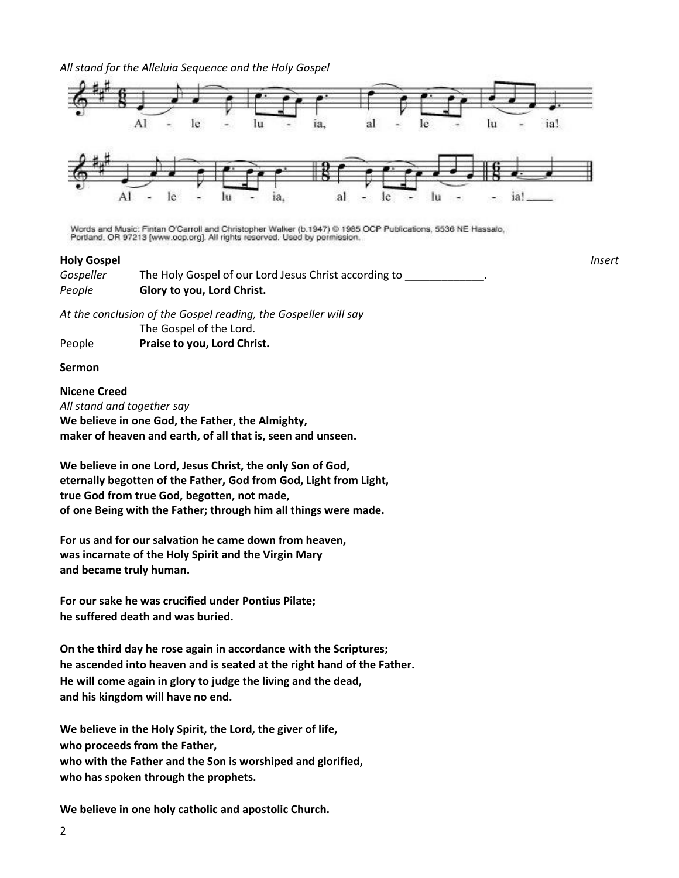*All stand for the Alleluia Sequence and the Holy Gospel*

Al - le - lu - ia, al - le - lu - ia!

Al - le - lu - ia, al - le - lu - - ia!

Words and Music: Fintan O'Carroll and Christopher Walker (b.1947) © 1985 OCP Publications, 5536 NE Hassalo, Portland, OR 97213 [www.ocp.org]. All rights reserved. Used by permission.

**Holy Gospel** *Insert*

*Gospeller* The Holy Gospel of our Lord Jesus Christ according to _____________.
*People* **Glory to you, Lord Christ.**

*At the conclusion of the Gospel reading, the Gospeller will say*
The Gospel of the Lord.
People **Praise to you, Lord Christ.**

**Sermon**

**Nicene Creed**
*All stand and together say*
**We believe in one God, the Father, the Almighty,
maker of heaven and earth, of all that is, seen and unseen.**

**We believe in one Lord, Jesus Christ, the only Son of God,
eternally begotten of the Father, God from God, Light from Light,
true God from true God, begotten, not made,
of one Being with the Father; through him all things were made.**

**For us and for our salvation he came down from heaven,
was incarnate of the Holy Spirit and the Virgin Mary
and became truly human.**

**For our sake he was crucified under Pontius Pilate;
he suffered death and was buried.**

**On the third day he rose again in accordance with the Scriptures;
he ascended into heaven and is seated at the right hand of the Father.
He will come again in glory to judge the living and the dead,
and his kingdom will have no end.**

**We believe in the Holy Spirit, the Lord, the giver of life,
who proceeds from the Father,
who with the Father and the Son is worshiped and glorified,
who has spoken through the prophets.**

**We believe in one holy catholic and apostolic Church.**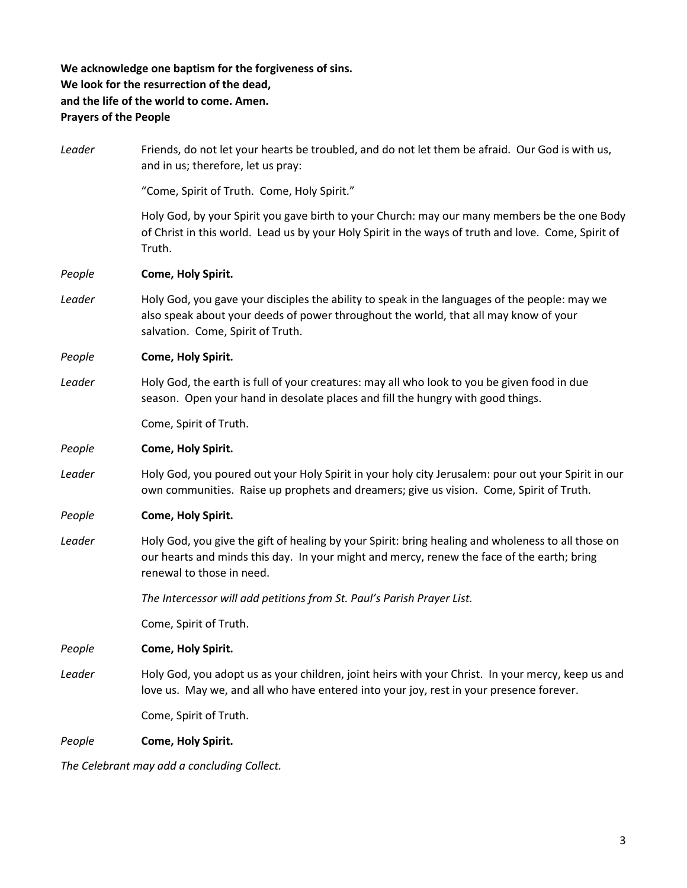**We acknowledge one baptism for the forgiveness of sins.**
**We look for the resurrection of the dead,**
**and the life of the world to come. Amen.**

**Prayers of the People**

*Leader* Friends, do not let your hearts be troubled, and do not let them be afraid. Our God is with us, and in us; therefore, let us pray:

"Come, Spirit of Truth. Come, Holy Spirit."

Holy God, by your Spirit you gave birth to your Church: may our many members be the one Body of Christ in this world. Lead us by your Holy Spirit in the ways of truth and love. Come, Spirit of Truth.

*People* **Come, Holy Spirit.**

*Leader* Holy God, you gave your disciples the ability to speak in the languages of the people: may we also speak about your deeds of power throughout the world, that all may know of your salvation. Come, Spirit of Truth.

*People* **Come, Holy Spirit.**

*Leader* Holy God, the earth is full of your creatures: may all who look to you be given food in due season. Open your hand in desolate places and fill the hungry with good things.

Come, Spirit of Truth.

*People* **Come, Holy Spirit.**

*Leader* Holy God, you poured out your Holy Spirit in your holy city Jerusalem: pour out your Spirit in our own communities. Raise up prophets and dreamers; give us vision. Come, Spirit of Truth.

*People* **Come, Holy Spirit.**

*Leader* Holy God, you give the gift of healing by your Spirit: bring healing and wholeness to all those on our hearts and minds this day. In your might and mercy, renew the face of the earth; bring renewal to those in need.

*The Intercessor will add petitions from St. Paul's Parish Prayer List.*

Come, Spirit of Truth.

*People* **Come, Holy Spirit.**

*Leader* Holy God, you adopt us as your children, joint heirs with your Christ. In your mercy, keep us and love us. May we, and all who have entered into your joy, rest in your presence forever.

Come, Spirit of Truth.

*People* **Come, Holy Spirit.**

*The Celebrant may add a concluding Collect.*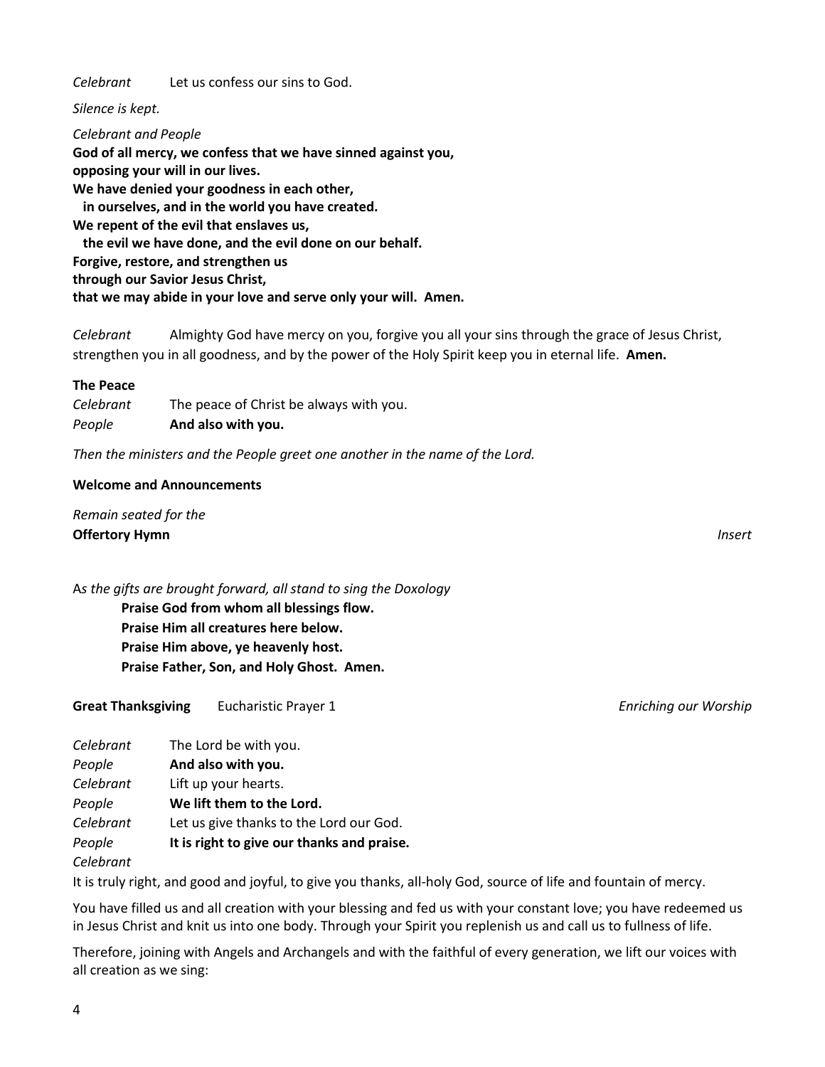*Celebrant* Let us confess our sins to God.

*Silence is kept.*

*Celebrant and People*

**God of all mercy, we confess that we have sinned against you,**
**opposing your will in our lives.**
**We have denied your goodness in each other,**
**in ourselves, and in the world you have created.**
**We repent of the evil that enslaves us,**
**the evil we have done, and the evil done on our behalf.**
**Forgive, restore, and strengthen us**
**through our Savior Jesus Christ,**
**that we may abide in your love and serve only your will. Amen.**

*Celebrant* Almighty God have mercy on you, forgive you all your sins through the grace of Jesus Christ, strengthen you in all goodness, and by the power of the Holy Spirit keep you in eternal life. **Amen.**

**The Peace**

*Celebrant* The peace of Christ be always with you.
*People* **And also with you.**

*Then the ministers and the People greet one another in the name of the Lord.*

**Welcome and Announcements**

*Remain seated for the*
**Offertory Hymn** *Insert*

A*s the gifts are brought forward, all stand to sing the Doxology*

**Praise God from whom all blessings flow.**
**Praise Him all creatures here below.**
**Praise Him above, ye heavenly host.**
**Praise Father, Son, and Holy Ghost. Amen.**

**Great Thanksgiving** Eucharistic Prayer 1 *Enriching our Worship*

*Celebrant* The Lord be with you.
*People* **And also with you.**
*Celebrant* Lift up your hearts.
*People* **We lift them to the Lord.**
*Celebrant* Let us give thanks to the Lord our God.
*People* **It is right to give our thanks and praise.**
*Celebrant*

It is truly right, and good and joyful, to give you thanks, all-holy God, source of life and fountain of mercy.

You have filled us and all creation with your blessing and fed us with your constant love; you have redeemed us in Jesus Christ and knit us into one body. Through your Spirit you replenish us and call us to fullness of life.

Therefore, joining with Angels and Archangels and with the faithful of every generation, we lift our voices with all creation as we sing: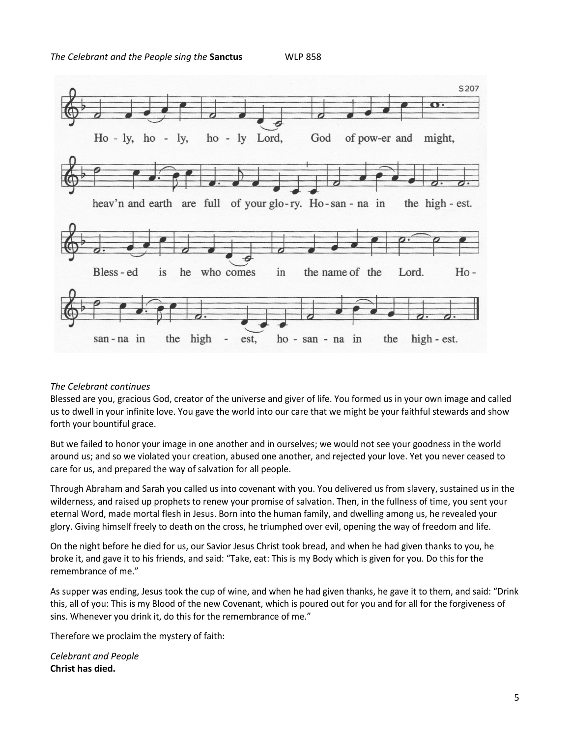*The Celebrant and the People sing the* **Sanctus** WLP 858

*The Celebrant continues*
Blessed are you, gracious God, creator of the universe and giver of life. You formed us in your own image and called us to dwell in your infinite love. You gave the world into our care that we might be your faithful stewards and show forth your bountiful grace.

But we failed to honor your image in one another and in ourselves; we would not see your goodness in the world around us; and so we violated your creation, abused one another, and rejected your love. Yet you never ceased to care for us, and prepared the way of salvation for all people.

Through Abraham and Sarah you called us into covenant with you. You delivered us from slavery, sustained us in the wilderness, and raised up prophets to renew your promise of salvation. Then, in the fullness of time, you sent your eternal Word, made mortal flesh in Jesus. Born into the human family, and dwelling among us, he revealed your glory. Giving himself freely to death on the cross, he triumphed over evil, opening the way of freedom and life.

On the night before he died for us, our Savior Jesus Christ took bread, and when he had given thanks to you, he broke it, and gave it to his friends, and said: "Take, eat: This is my Body which is given for you. Do this for the remembrance of me."

As supper was ending, Jesus took the cup of wine, and when he had given thanks, he gave it to them, and said: "Drink this, all of you: This is my Blood of the new Covenant, which is poured out for you and for all for the forgiveness of sins. Whenever you drink it, do this for the remembrance of me."

Therefore we proclaim the mystery of faith:

*Celebrant and People*
**Christ has died.**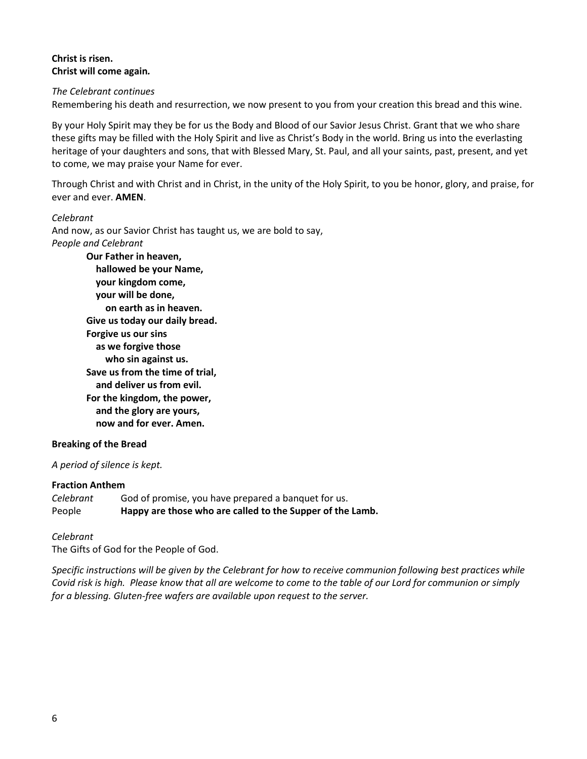**Christ is risen.**
**Christ will come again.**

*The Celebrant continues*
Remembering his death and resurrection, we now present to you from your creation this bread and this wine.

By your Holy Spirit may they be for us the Body and Blood of our Savior Jesus Christ. Grant that we who share these gifts may be filled with the Holy Spirit and live as Christ's Body in the world. Bring us into the everlasting heritage of your daughters and sons, that with Blessed Mary, St. Paul, and all your saints, past, present, and yet to come, we may praise your Name for ever.

Through Christ and with Christ and in Christ, in the unity of the Holy Spirit, to you be honor, glory, and praise, for ever and ever. **AMEN**.

*Celebrant*
And now, as our Savior Christ has taught us, we are bold to say,
*People and Celebrant*

**Our Father in heaven,**
**hallowed be your Name,**
**your kingdom come,**
**your will be done,**
**on earth as in heaven.**
**Give us today our daily bread.**
**Forgive us our sins**
**as we forgive those**
**who sin against us.**
**Save us from the time of trial,**
**and deliver us from evil.**
**For the kingdom, the power,**
**and the glory are yours,**
**now and for ever. Amen.**

**Breaking of the Bread**

*A period of silence is kept.*

**Fraction Anthem**

*Celebrant* God of promise, you have prepared a banquet for us.
People **Happy are those who are called to the Supper of the Lamb.**

*Celebrant*
The Gifts of God for the People of God.

*Specific instructions will be given by the Celebrant for how to receive communion following best practices while Covid risk is high. Please know that all are welcome to come to the table of our Lord for communion or simply for a blessing. Gluten-free wafers are available upon request to the server.*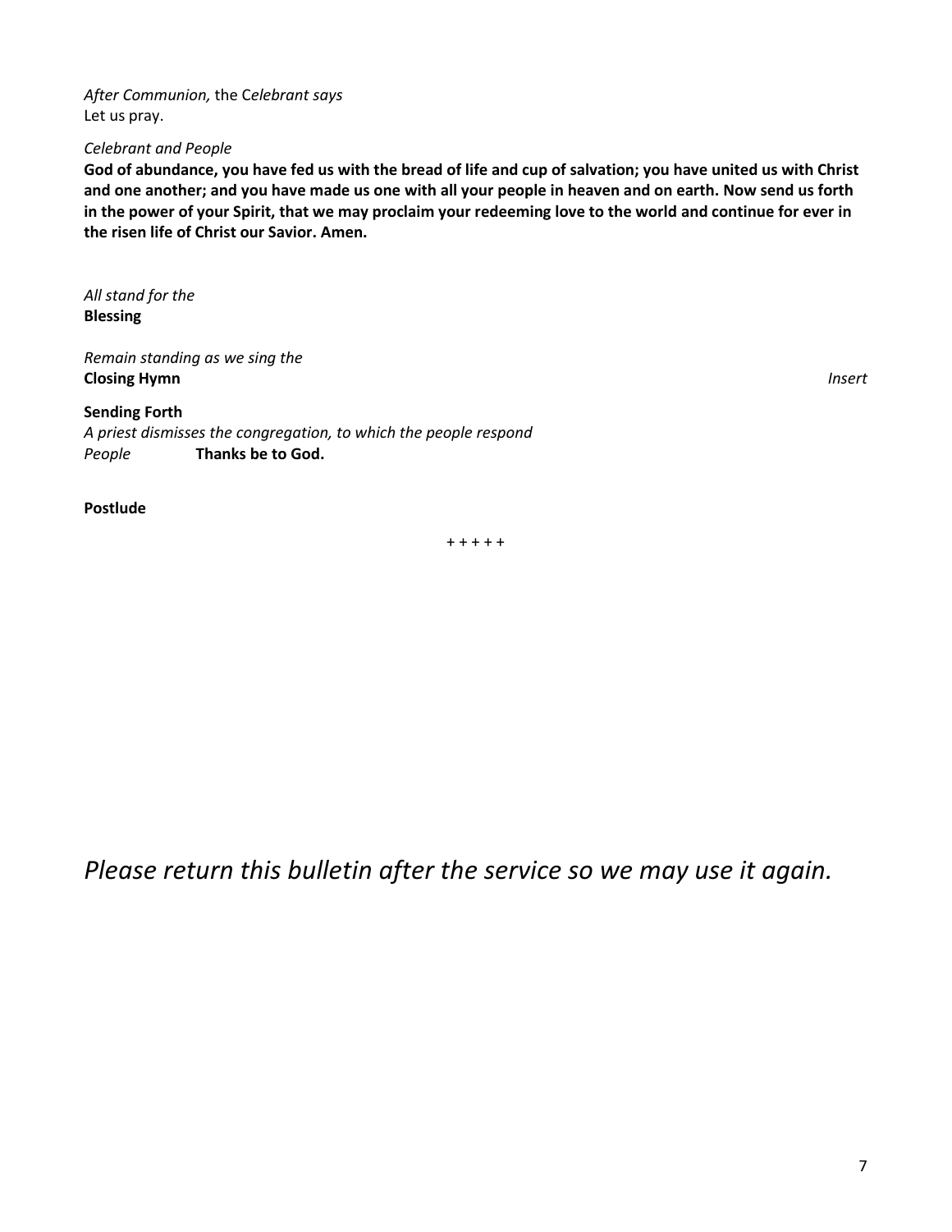*After Communion,* the C*elebrant says*
Let us pray.

*Celebrant and People*
**God of abundance, you have fed us with the bread of life and cup of salvation; you have united us with Christ and one another; and you have made us one with all your people in heaven and on earth. Now send us forth in the power of your Spirit, that we may proclaim your redeeming love to the world and continue for ever in the risen life of Christ our Savior. Amen.**

*All stand for the*
**Blessing**

*Remain standing as we sing the*
**Closing Hymn** *Insert*

**Sending Forth**
*A priest dismisses the congregation, to which the people respond*
*People* **Thanks be to God.**

**Postlude**

\+ + + + +

*Please return this bulletin after the service so we may use it again.*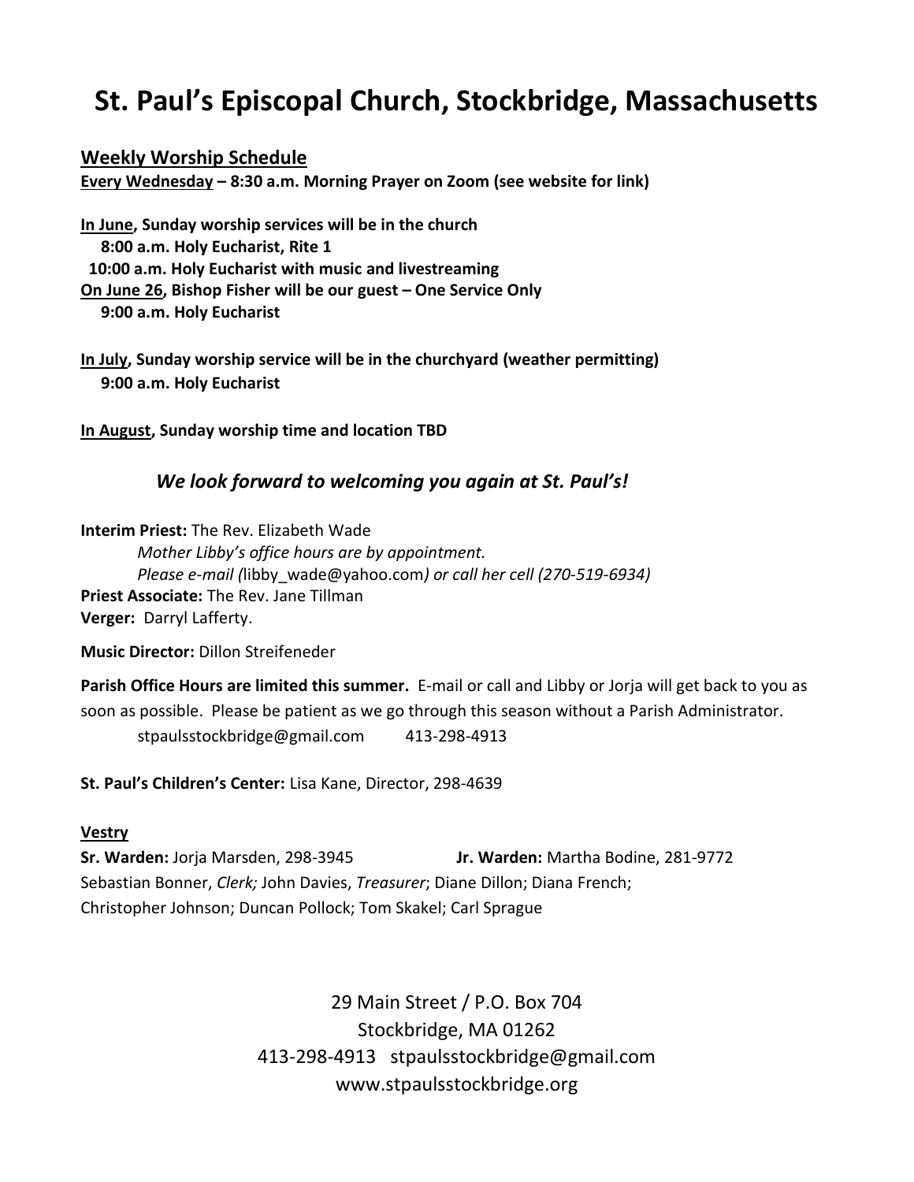# St. Paul's Episcopal Church, Stockbridge, Massachusetts

## Weekly Worship Schedule

**Every Wednesday – 8:30 a.m. Morning Prayer on Zoom (see website for link)**

**In June, Sunday worship services will be in the church**
**8:00 a.m. Holy Eucharist, Rite 1**
**10:00 a.m. Holy Eucharist with music and livestreaming**
**On June 26, Bishop Fisher will be our guest – One Service Only**
**9:00 a.m. Holy Eucharist**

**In July, Sunday worship service will be in the churchyard (weather permitting)**
**9:00 a.m. Holy Eucharist**

**In August, Sunday worship time and location TBD**

***We look forward to welcoming you again at St. Paul's!***

**Interim Priest:** The Rev. Elizabeth Wade
*Mother Libby's office hours are by appointment.*
*Please e-mail (*libby_wade@yahoo.com*) or call her cell (270-519-6934)*
**Priest Associate:** The Rev. Jane Tillman
**Verger:** Darryl Lafferty.

**Music Director:** Dillon Streifeneder

**Parish Office Hours are limited this summer.** E-mail or call and Libby or Jorja will get back to you as soon as possible. Please be patient as we go through this season without a Parish Administrator.
stpaulsstockbridge@gmail.com 413-298-4913

**St. Paul's Children's Center:** Lisa Kane, Director, 298-4639

**Vestry**

**Sr. Warden:** Jorja Marsden, 298-3945 **Jr. Warden:** Martha Bodine, 281-9772
Sebastian Bonner, *Clerk;* John Davies, *Treasurer*; Diane Dillon; Diana French; Christopher Johnson; Duncan Pollock; Tom Skakel; Carl Sprague

29 Main Street / P.O. Box 704
Stockbridge, MA 01262
413-298-4913 stpaulsstockbridge@gmail.com
www.stpaulsstockbridge.org